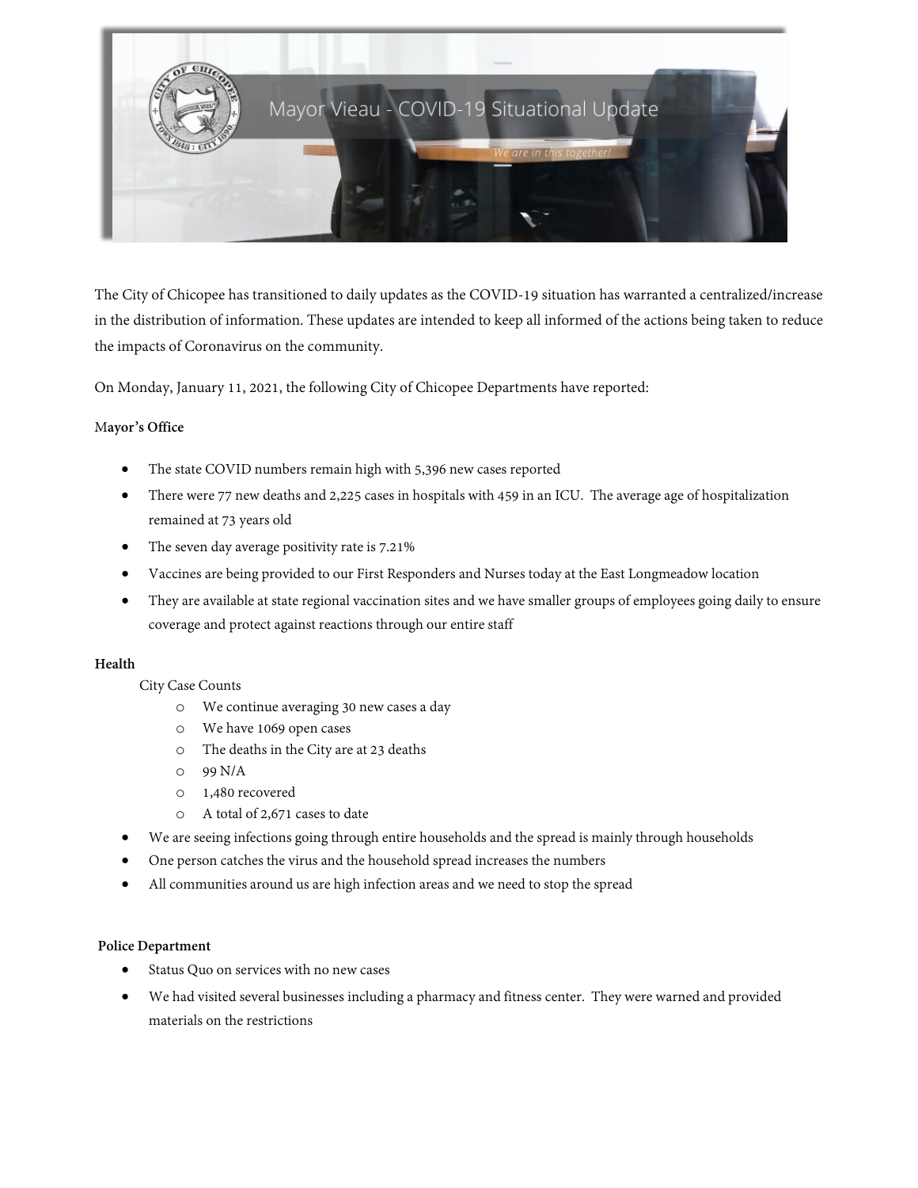# Mayor Vieau - COVID-19 Situational Update

*We are in this together!*

The City of Chicopee has transitioned to daily updates as the COVID-19 situation has warranted a centralized/increase in the distribution of information. These updates are intended to keep all informed of the actions being taken to reduce the impacts of Coronavirus on the community.

On Monday, January 11, 2021, the following City of Chicopee Departments have reported:

**Mayor's Office**

- The state COVID numbers remain high with 5,396 new cases reported
- There were 77 new deaths and 2,225 cases in hospitals with 459 in an ICU. The average age of hospitalization remained at 73 years old
- The seven day average positivity rate is 7.21%
- Vaccines are being provided to our First Responders and Nurses today at the East Longmeadow location
- They are available at state regional vaccination sites and we have smaller groups of employees going daily to ensure coverage and protect against reactions through our entire staff

**Health**

City Case Counts

- We continue averaging 30 new cases a day
- We have 1069 open cases
- The deaths in the City are at 23 deaths
- 99 N/A
- 1,480 recovered
- A total of 2,671 cases to date

- We are seeing infections going through entire households and the spread is mainly through households
- One person catches the virus and the household spread increases the numbers
- All communities around us are high infection areas and we need to stop the spread

**Police Department**

- Status Quo on services with no new cases
- We had visited several businesses including a pharmacy and fitness center. They were warned and provided materials on the restrictions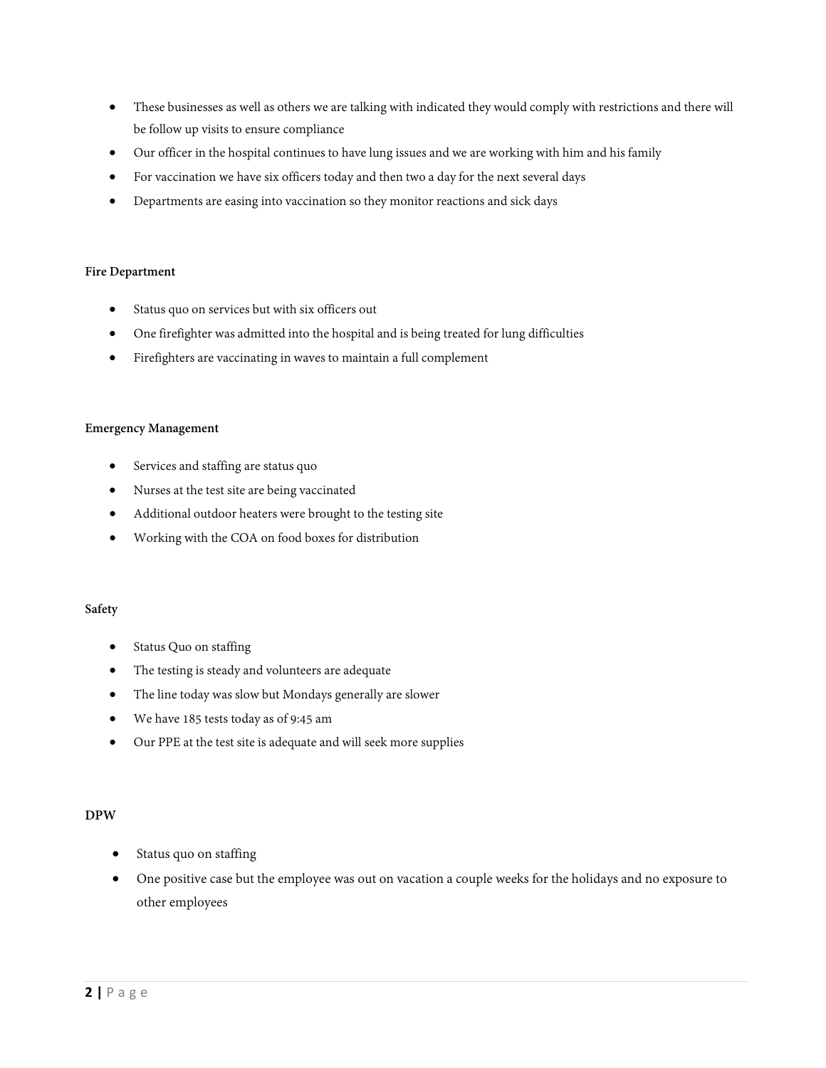- These businesses as well as others we are talking with indicated they would comply with restrictions and there will be follow up visits to ensure compliance
- Our officer in the hospital continues to have lung issues and we are working with him and his family
- For vaccination we have six officers today and then two a day for the next several days
- Departments are easing into vaccination so they monitor reactions and sick days

**Fire Department**

- Status quo on services but with six officers out
- One firefighter was admitted into the hospital and is being treated for lung difficulties
- Firefighters are vaccinating in waves to maintain a full complement

**Emergency Management**

- Services and staffing are status quo
- Nurses at the test site are being vaccinated
- Additional outdoor heaters were brought to the testing site
- Working with the COA on food boxes for distribution

**Safety**

- Status Quo on staffing
- The testing is steady and volunteers are adequate
- The line today was slow but Mondays generally are slower
- We have 185 tests today as of 9:45 am
- Our PPE at the test site is adequate and will seek more supplies

**DPW**

- Status quo on staffing
- One positive case but the employee was out on vacation a couple weeks for the holidays and no exposure to other employees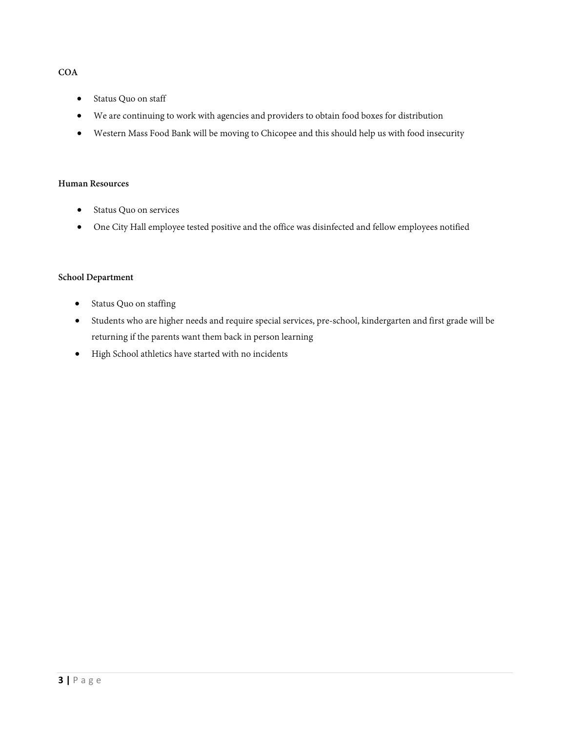**COA**

- Status Quo on staff
- We are continuing to work with agencies and providers to obtain food boxes for distribution
- Western Mass Food Bank will be moving to Chicopee and this should help us with food insecurity

**Human Resources**

- Status Quo on services
- One City Hall employee tested positive and the office was disinfected and fellow employees notified

**School Department**

- Status Quo on staffing
- Students who are higher needs and require special services, pre-school, kindergarten and first grade will be returning if the parents want them back in person learning
- High School athletics have started with no incidents